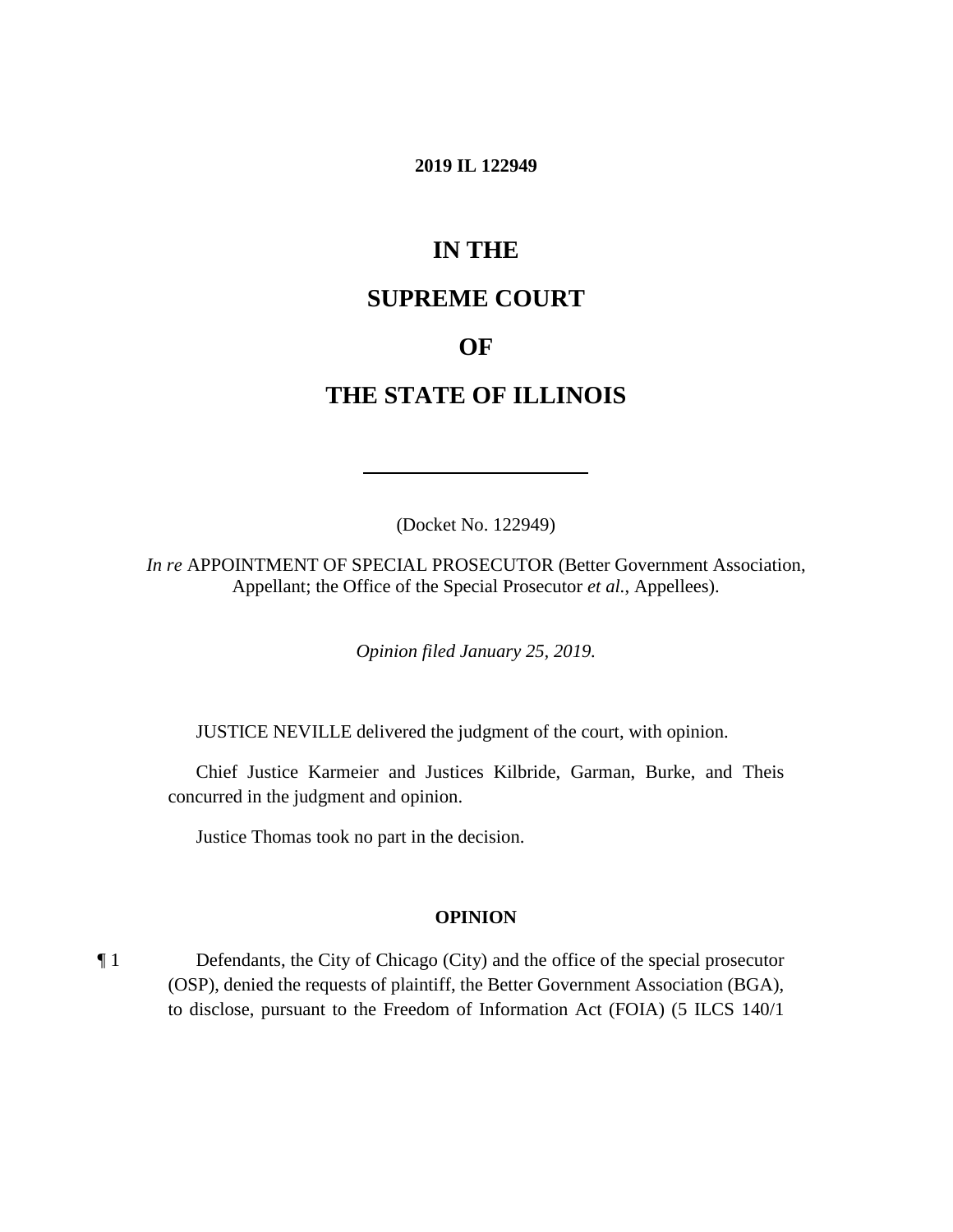**2019 IL 122949**

# IN THE

# SUPREME COURT

# OF

# THE STATE OF ILLINOIS

---

(Docket No. 122949)

*In re* APPOINTMENT OF SPECIAL PROSECUTOR (Better Government Association, Appellant; the Office of the Special Prosecutor *et al.*, Appellees).

*Opinion filed January 25, 2019.*

JUSTICE NEVILLE delivered the judgment of the court, with opinion.

Chief Justice Karmeier and Justices Kilbride, Garman, Burke, and Theis concurred in the judgment and opinion.

Justice Thomas took no part in the decision.

## OPINION

¶ 1 Defendants, the City of Chicago (City) and the office of the special prosecutor (OSP), denied the requests of plaintiff, the Better Government Association (BGA), to disclose, pursuant to the Freedom of Information Act (FOIA) (5 ILCS 140/1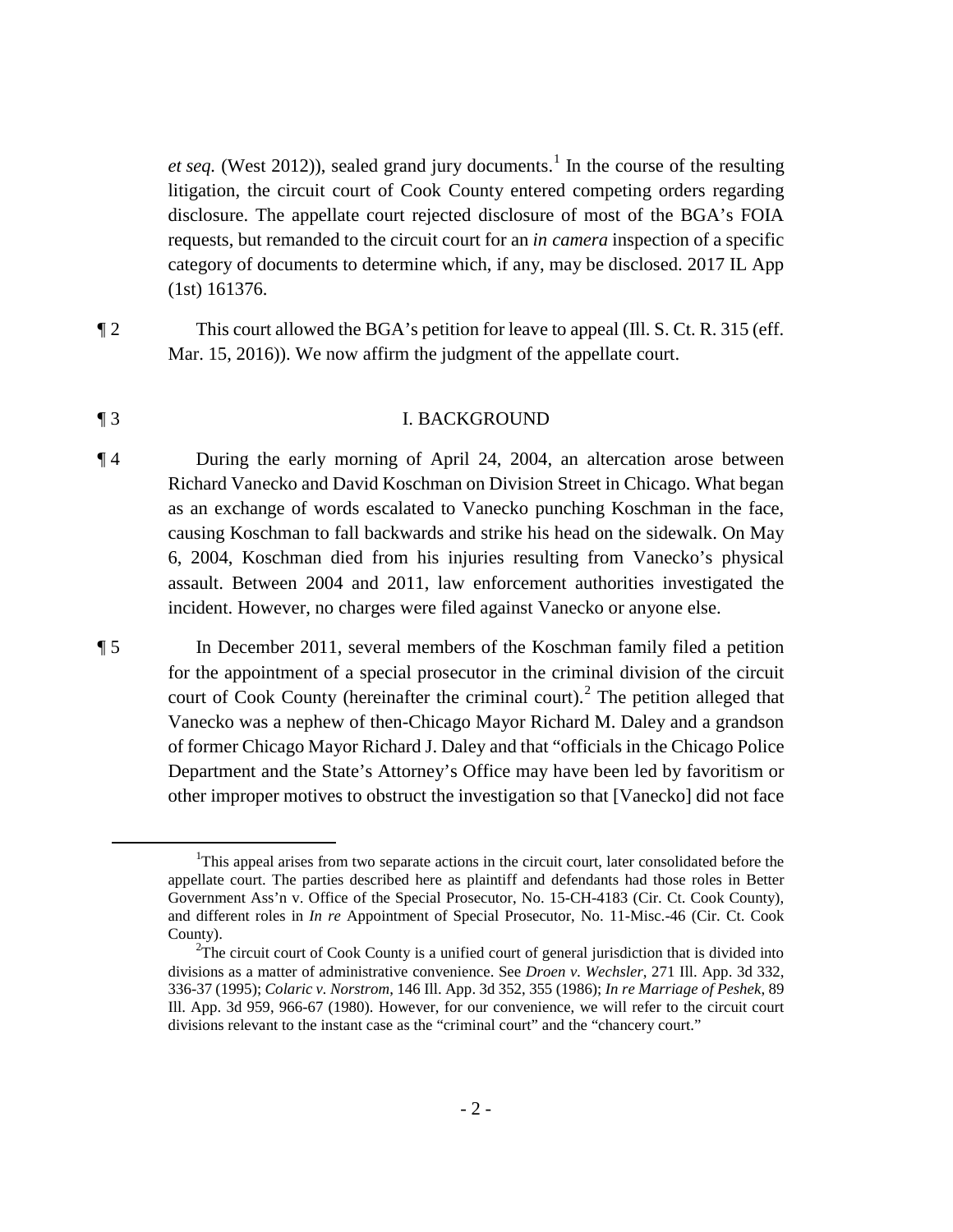*et seq.* (West 2012)), sealed grand jury documents.[1] In the course of the resulting litigation, the circuit court of Cook County entered competing orders regarding disclosure. The appellate court rejected disclosure of most of the BGA's FOIA requests, but remanded to the circuit court for an *in camera* inspection of a specific category of documents to determine which, if any, may be disclosed. 2017 IL App (1st) 161376.

¶ 2 This court allowed the BGA's petition for leave to appeal (Ill. S. Ct. R. 315 (eff. Mar. 15, 2016)). We now affirm the judgment of the appellate court.

¶ 3 I. BACKGROUND

¶ 4 During the early morning of April 24, 2004, an altercation arose between Richard Vanecko and David Koschman on Division Street in Chicago. What began as an exchange of words escalated to Vanecko punching Koschman in the face, causing Koschman to fall backwards and strike his head on the sidewalk. On May 6, 2004, Koschman died from his injuries resulting from Vanecko's physical assault. Between 2004 and 2011, law enforcement authorities investigated the incident. However, no charges were filed against Vanecko or anyone else.

¶ 5 In December 2011, several members of the Koschman family filed a petition for the appointment of a special prosecutor in the criminal division of the circuit court of Cook County (hereinafter the criminal court).[2] The petition alleged that Vanecko was a nephew of then-Chicago Mayor Richard M. Daley and a grandson of former Chicago Mayor Richard J. Daley and that "officials in the Chicago Police Department and the State's Attorney's Office may have been led by favoritism or other improper motives to obstruct the investigation so that [Vanecko] did not face

---

[1]This appeal arises from two separate actions in the circuit court, later consolidated before the appellate court. The parties described here as plaintiff and defendants had those roles in Better Government Ass'n v. Office of the Special Prosecutor, No. 15-CH-4183 (Cir. Ct. Cook County), and different roles in *In re* Appointment of Special Prosecutor, No. 11-Misc.-46 (Cir. Ct. Cook County).

[2]The circuit court of Cook County is a unified court of general jurisdiction that is divided into divisions as a matter of administrative convenience. See *Droen v. Wechsler*, 271 Ill. App. 3d 332, 336-37 (1995); *Colaric v. Norstrom*, 146 Ill. App. 3d 352, 355 (1986); *In re Marriage of Peshek*, 89 Ill. App. 3d 959, 966-67 (1980). However, for our convenience, we will refer to the circuit court divisions relevant to the instant case as the "criminal court" and the "chancery court."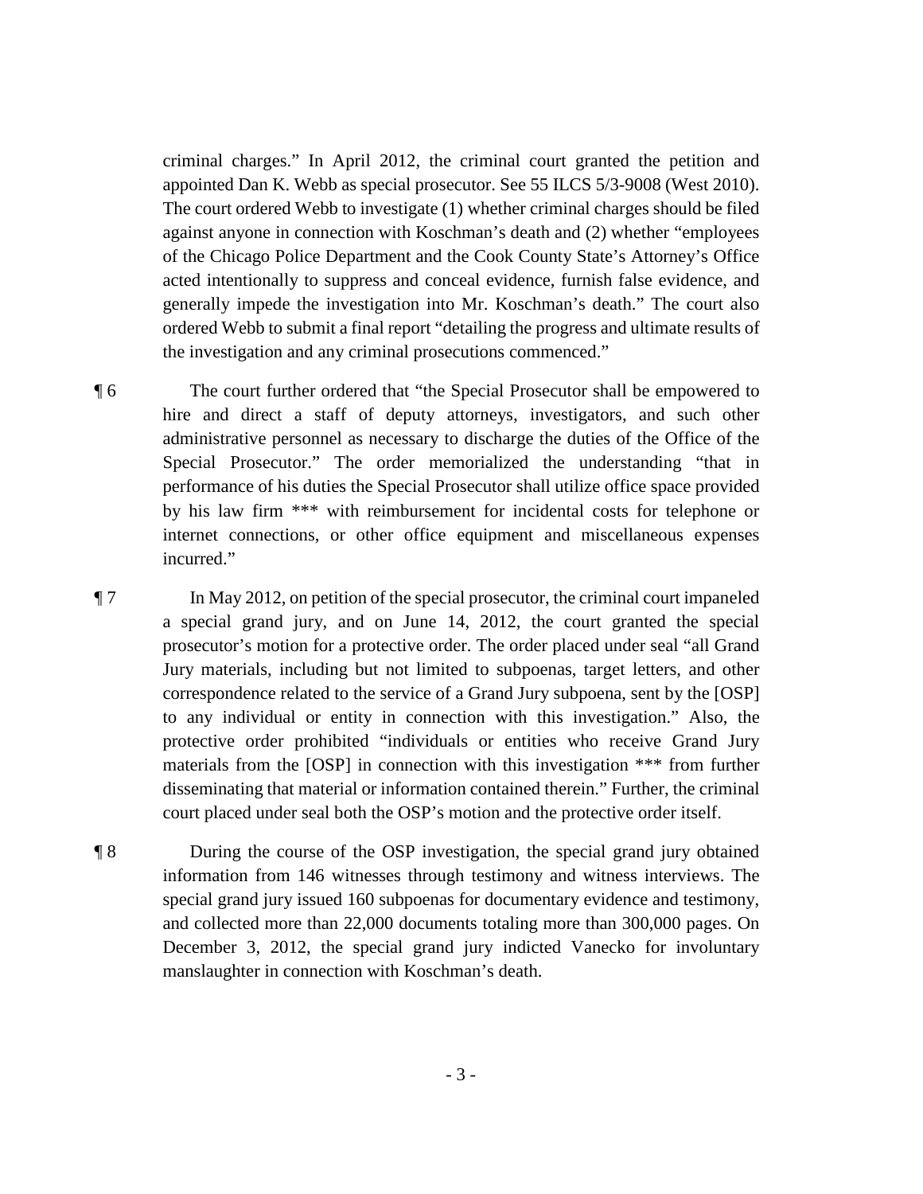criminal charges." In April 2012, the criminal court granted the petition and appointed Dan K. Webb as special prosecutor. See 55 ILCS 5/3-9008 (West 2010). The court ordered Webb to investigate (1) whether criminal charges should be filed against anyone in connection with Koschman's death and (2) whether "employees of the Chicago Police Department and the Cook County State's Attorney's Office acted intentionally to suppress and conceal evidence, furnish false evidence, and generally impede the investigation into Mr. Koschman's death." The court also ordered Webb to submit a final report "detailing the progress and ultimate results of the investigation and any criminal prosecutions commenced."

¶ 6 The court further ordered that "the Special Prosecutor shall be empowered to hire and direct a staff of deputy attorneys, investigators, and such other administrative personnel as necessary to discharge the duties of the Office of the Special Prosecutor." The order memorialized the understanding "that in performance of his duties the Special Prosecutor shall utilize office space provided by his law firm *** with reimbursement for incidental costs for telephone or internet connections, or other office equipment and miscellaneous expenses incurred."

¶ 7 In May 2012, on petition of the special prosecutor, the criminal court impaneled a special grand jury, and on June 14, 2012, the court granted the special prosecutor's motion for a protective order. The order placed under seal "all Grand Jury materials, including but not limited to subpoenas, target letters, and other correspondence related to the service of a Grand Jury subpoena, sent by the [OSP] to any individual or entity in connection with this investigation." Also, the protective order prohibited "individuals or entities who receive Grand Jury materials from the [OSP] in connection with this investigation *** from further disseminating that material or information contained therein." Further, the criminal court placed under seal both the OSP's motion and the protective order itself.

¶ 8 During the course of the OSP investigation, the special grand jury obtained information from 146 witnesses through testimony and witness interviews. The special grand jury issued 160 subpoenas for documentary evidence and testimony, and collected more than 22,000 documents totaling more than 300,000 pages. On December 3, 2012, the special grand jury indicted Vanecko for involuntary manslaughter in connection with Koschman's death.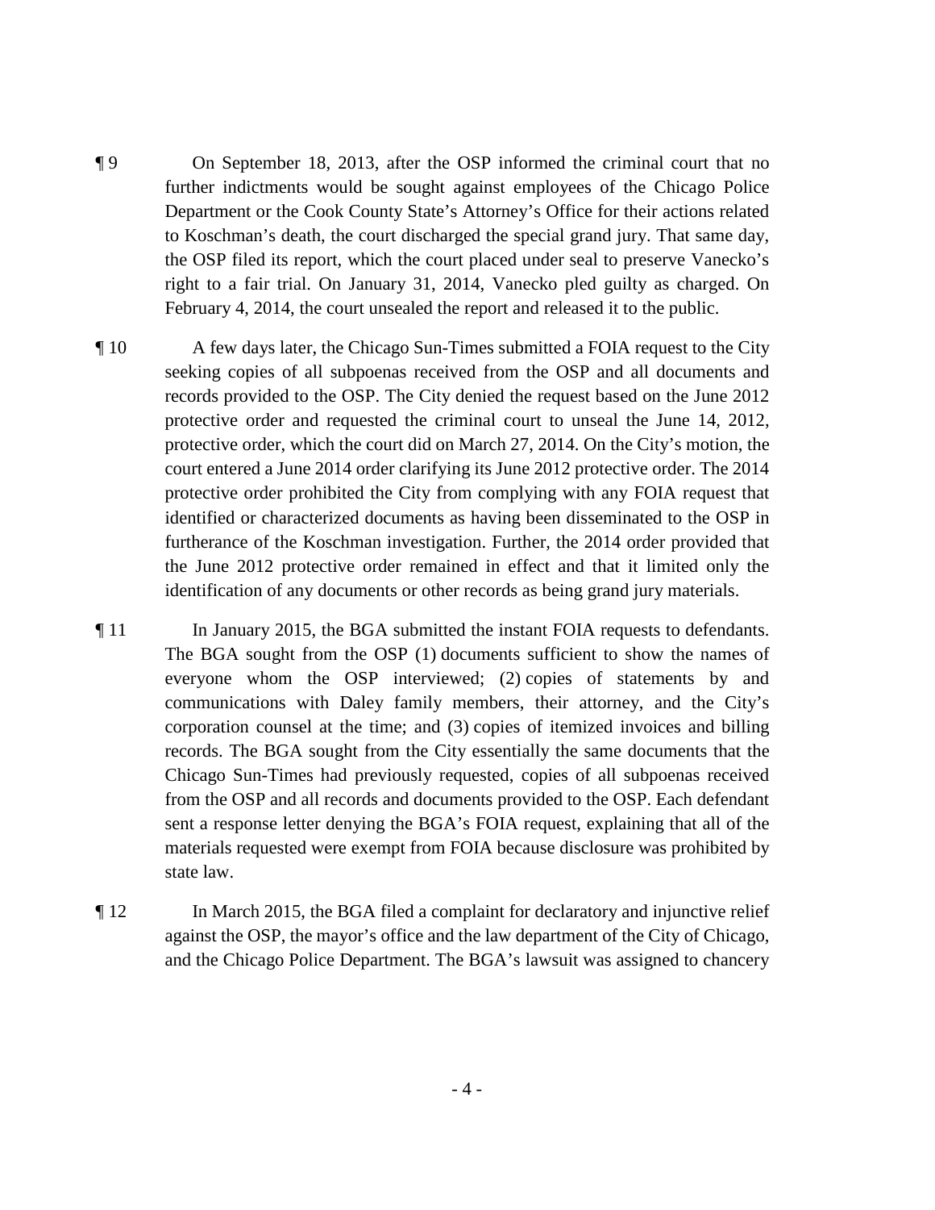¶ 9 On September 18, 2013, after the OSP informed the criminal court that no further indictments would be sought against employees of the Chicago Police Department or the Cook County State's Attorney's Office for their actions related to Koschman's death, the court discharged the special grand jury. That same day, the OSP filed its report, which the court placed under seal to preserve Vanecko's right to a fair trial. On January 31, 2014, Vanecko pled guilty as charged. On February 4, 2014, the court unsealed the report and released it to the public.

¶ 10 A few days later, the Chicago Sun-Times submitted a FOIA request to the City seeking copies of all subpoenas received from the OSP and all documents and records provided to the OSP. The City denied the request based on the June 2012 protective order and requested the criminal court to unseal the June 14, 2012, protective order, which the court did on March 27, 2014. On the City's motion, the court entered a June 2014 order clarifying its June 2012 protective order. The 2014 protective order prohibited the City from complying with any FOIA request that identified or characterized documents as having been disseminated to the OSP in furtherance of the Koschman investigation. Further, the 2014 order provided that the June 2012 protective order remained in effect and that it limited only the identification of any documents or other records as being grand jury materials.

¶ 11 In January 2015, the BGA submitted the instant FOIA requests to defendants. The BGA sought from the OSP (1) documents sufficient to show the names of everyone whom the OSP interviewed; (2) copies of statements by and communications with Daley family members, their attorney, and the City's corporation counsel at the time; and (3) copies of itemized invoices and billing records. The BGA sought from the City essentially the same documents that the Chicago Sun-Times had previously requested, copies of all subpoenas received from the OSP and all records and documents provided to the OSP. Each defendant sent a response letter denying the BGA's FOIA request, explaining that all of the materials requested were exempt from FOIA because disclosure was prohibited by state law.

¶ 12 In March 2015, the BGA filed a complaint for declaratory and injunctive relief against the OSP, the mayor's office and the law department of the City of Chicago, and the Chicago Police Department. The BGA's lawsuit was assigned to chancery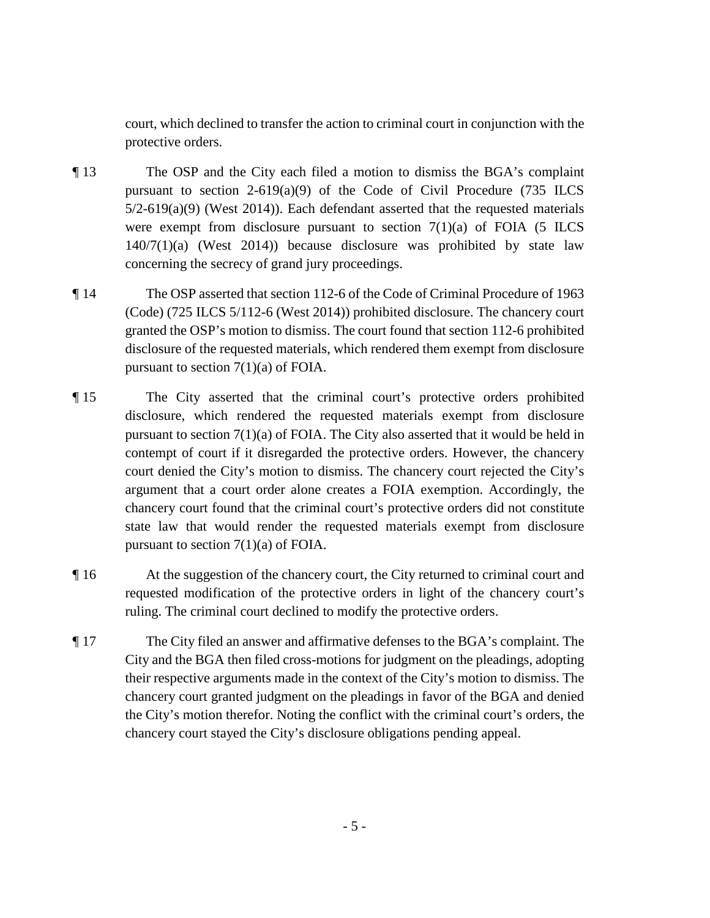court, which declined to transfer the action to criminal court in conjunction with the protective orders.

¶ 13 The OSP and the City each filed a motion to dismiss the BGA's complaint pursuant to section 2-619(a)(9) of the Code of Civil Procedure (735 ILCS 5/2-619(a)(9) (West 2014)). Each defendant asserted that the requested materials were exempt from disclosure pursuant to section 7(1)(a) of FOIA (5 ILCS 140/7(1)(a) (West 2014)) because disclosure was prohibited by state law concerning the secrecy of grand jury proceedings.

¶ 14 The OSP asserted that section 112-6 of the Code of Criminal Procedure of 1963 (Code) (725 ILCS 5/112-6 (West 2014)) prohibited disclosure. The chancery court granted the OSP's motion to dismiss. The court found that section 112-6 prohibited disclosure of the requested materials, which rendered them exempt from disclosure pursuant to section 7(1)(a) of FOIA.

¶ 15 The City asserted that the criminal court's protective orders prohibited disclosure, which rendered the requested materials exempt from disclosure pursuant to section 7(1)(a) of FOIA. The City also asserted that it would be held in contempt of court if it disregarded the protective orders. However, the chancery court denied the City's motion to dismiss. The chancery court rejected the City's argument that a court order alone creates a FOIA exemption. Accordingly, the chancery court found that the criminal court's protective orders did not constitute state law that would render the requested materials exempt from disclosure pursuant to section 7(1)(a) of FOIA.

¶ 16 At the suggestion of the chancery court, the City returned to criminal court and requested modification of the protective orders in light of the chancery court's ruling. The criminal court declined to modify the protective orders.

¶ 17 The City filed an answer and affirmative defenses to the BGA's complaint. The City and the BGA then filed cross-motions for judgment on the pleadings, adopting their respective arguments made in the context of the City's motion to dismiss. The chancery court granted judgment on the pleadings in favor of the BGA and denied the City's motion therefor. Noting the conflict with the criminal court's orders, the chancery court stayed the City's disclosure obligations pending appeal.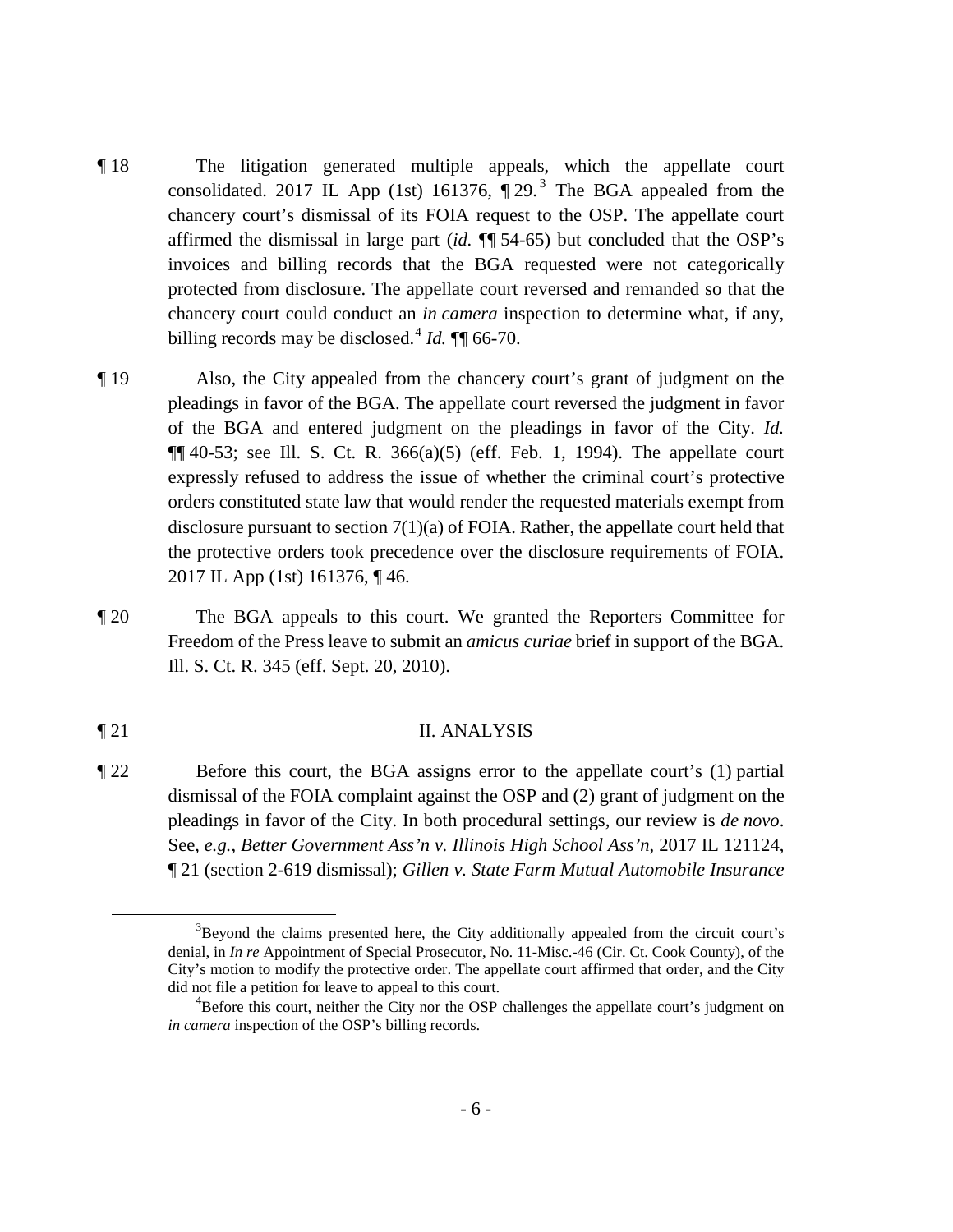¶ 18 The litigation generated multiple appeals, which the appellate court consolidated. 2017 IL App (1st) 161376, ¶ 29.[3] The BGA appealed from the chancery court's dismissal of its FOIA request to the OSP. The appellate court affirmed the dismissal in large part (*id.* ¶¶ 54-65) but concluded that the OSP's invoices and billing records that the BGA requested were not categorically protected from disclosure. The appellate court reversed and remanded so that the chancery court could conduct an *in camera* inspection to determine what, if any, billing records may be disclosed.[4] *Id.* ¶¶ 66-70.

¶ 19 Also, the City appealed from the chancery court's grant of judgment on the pleadings in favor of the BGA. The appellate court reversed the judgment in favor of the BGA and entered judgment on the pleadings in favor of the City. *Id.* ¶¶ 40-53; see Ill. S. Ct. R. 366(a)(5) (eff. Feb. 1, 1994). The appellate court expressly refused to address the issue of whether the criminal court's protective orders constituted state law that would render the requested materials exempt from disclosure pursuant to section 7(1)(a) of FOIA. Rather, the appellate court held that the protective orders took precedence over the disclosure requirements of FOIA. 2017 IL App (1st) 161376, ¶ 46.

¶ 20 The BGA appeals to this court. We granted the Reporters Committee for Freedom of the Press leave to submit an *amicus curiae* brief in support of the BGA. Ill. S. Ct. R. 345 (eff. Sept. 20, 2010).

## ¶ 21 II. ANALYSIS

¶ 22 Before this court, the BGA assigns error to the appellate court's (1) partial dismissal of the FOIA complaint against the OSP and (2) grant of judgment on the pleadings in favor of the City. In both procedural settings, our review is *de novo*. See, *e.g.*, *Better Government Ass'n v. Illinois High School Ass'n*, 2017 IL 121124, ¶ 21 (section 2-619 dismissal); *Gillen v. State Farm Mutual Automobile Insurance*

[3]Beyond the claims presented here, the City additionally appealed from the circuit court's denial, in *In re* Appointment of Special Prosecutor, No. 11-Misc.-46 (Cir. Ct. Cook County), of the City's motion to modify the protective order. The appellate court affirmed that order, and the City did not file a petition for leave to appeal to this court.

[4]Before this court, neither the City nor the OSP challenges the appellate court's judgment on *in camera* inspection of the OSP's billing records.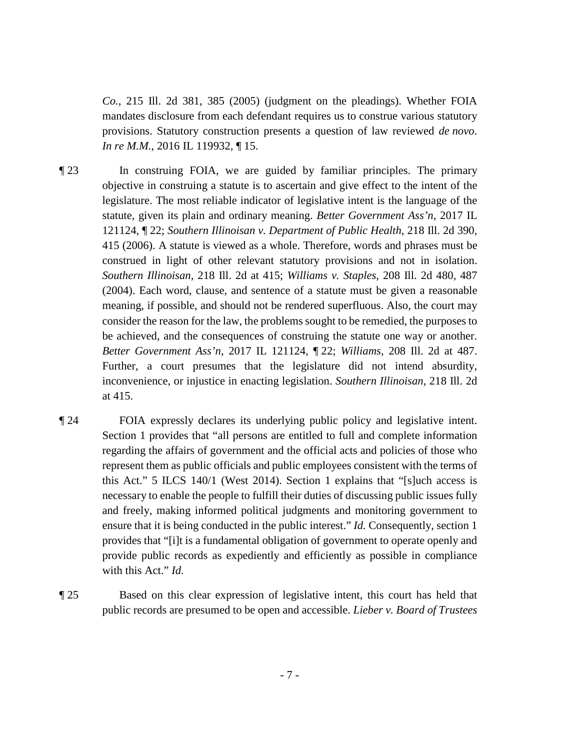*Co.*, 215 Ill. 2d 381, 385 (2005) (judgment on the pleadings). Whether FOIA mandates disclosure from each defendant requires us to construe various statutory provisions. Statutory construction presents a question of law reviewed *de novo*. *In re M.M.*, 2016 IL 119932, ¶ 15.

¶ 23 In construing FOIA, we are guided by familiar principles. The primary objective in construing a statute is to ascertain and give effect to the intent of the legislature. The most reliable indicator of legislative intent is the language of the statute, given its plain and ordinary meaning. *Better Government Ass'n*, 2017 IL 121124, ¶ 22; *Southern Illinoisan v. Department of Public Health*, 218 Ill. 2d 390, 415 (2006). A statute is viewed as a whole. Therefore, words and phrases must be construed in light of other relevant statutory provisions and not in isolation. *Southern Illinoisan*, 218 Ill. 2d at 415; *Williams v. Staples*, 208 Ill. 2d 480, 487 (2004). Each word, clause, and sentence of a statute must be given a reasonable meaning, if possible, and should not be rendered superfluous. Also, the court may consider the reason for the law, the problems sought to be remedied, the purposes to be achieved, and the consequences of construing the statute one way or another. *Better Government Ass'n*, 2017 IL 121124, ¶ 22; *Williams*, 208 Ill. 2d at 487. Further, a court presumes that the legislature did not intend absurdity, inconvenience, or injustice in enacting legislation. *Southern Illinoisan*, 218 Ill. 2d at 415.

¶ 24 FOIA expressly declares its underlying public policy and legislative intent. Section 1 provides that "all persons are entitled to full and complete information regarding the affairs of government and the official acts and policies of those who represent them as public officials and public employees consistent with the terms of this Act." 5 ILCS 140/1 (West 2014). Section 1 explains that "[s]uch access is necessary to enable the people to fulfill their duties of discussing public issues fully and freely, making informed political judgments and monitoring government to ensure that it is being conducted in the public interest." *Id.* Consequently, section 1 provides that "[i]t is a fundamental obligation of government to operate openly and provide public records as expediently and efficiently as possible in compliance with this Act." *Id.*

¶ 25 Based on this clear expression of legislative intent, this court has held that public records are presumed to be open and accessible. *Lieber v. Board of Trustees*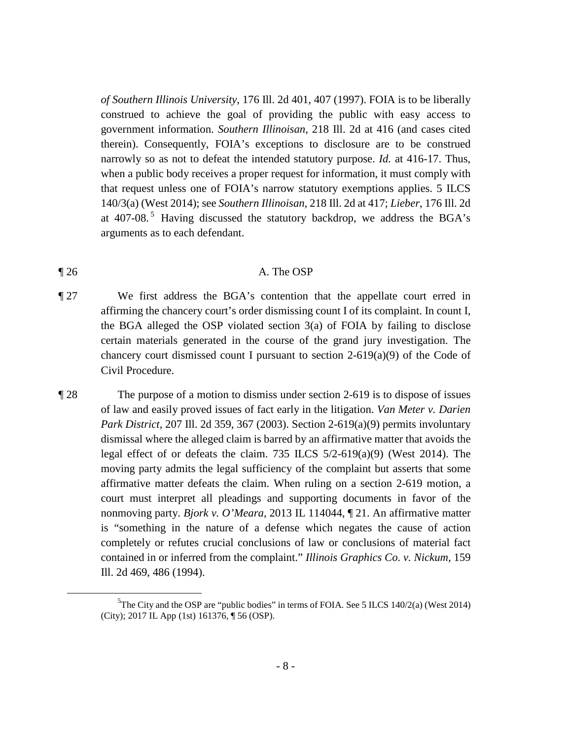*of Southern Illinois University*, 176 Ill. 2d 401, 407 (1997). FOIA is to be liberally construed to achieve the goal of providing the public with easy access to government information. *Southern Illinoisan*, 218 Ill. 2d at 416 (and cases cited therein). Consequently, FOIA's exceptions to disclosure are to be construed narrowly so as not to defeat the intended statutory purpose. *Id.* at 416-17. Thus, when a public body receives a proper request for information, it must comply with that request unless one of FOIA's narrow statutory exemptions applies. 5 ILCS 140/3(a) (West 2014); see *Southern Illinoisan*, 218 Ill. 2d at 417; *Lieber*, 176 Ill. 2d at 407-08.[5] Having discussed the statutory backdrop, we address the BGA's arguments as to each defendant.

¶ 26 A. The OSP

¶ 27 We first address the BGA's contention that the appellate court erred in affirming the chancery court's order dismissing count I of its complaint. In count I, the BGA alleged the OSP violated section 3(a) of FOIA by failing to disclose certain materials generated in the course of the grand jury investigation. The chancery court dismissed count I pursuant to section 2-619(a)(9) of the Code of Civil Procedure.

¶ 28 The purpose of a motion to dismiss under section 2-619 is to dispose of issues of law and easily proved issues of fact early in the litigation. *Van Meter v. Darien Park District*, 207 Ill. 2d 359, 367 (2003). Section 2-619(a)(9) permits involuntary dismissal where the alleged claim is barred by an affirmative matter that avoids the legal effect of or defeats the claim. 735 ILCS 5/2-619(a)(9) (West 2014). The moving party admits the legal sufficiency of the complaint but asserts that some affirmative matter defeats the claim. When ruling on a section 2-619 motion, a court must interpret all pleadings and supporting documents in favor of the nonmoving party. *Bjork v. O'Meara*, 2013 IL 114044, ¶ 21. An affirmative matter is "something in the nature of a defense which negates the cause of action completely or refutes crucial conclusions of law or conclusions of material fact contained in or inferred from the complaint." *Illinois Graphics Co. v. Nickum*, 159 Ill. 2d 469, 486 (1994).

[5] The City and the OSP are "public bodies" in terms of FOIA. See 5 ILCS 140/2(a) (West 2014) (City); 2017 IL App (1st) 161376, ¶ 56 (OSP).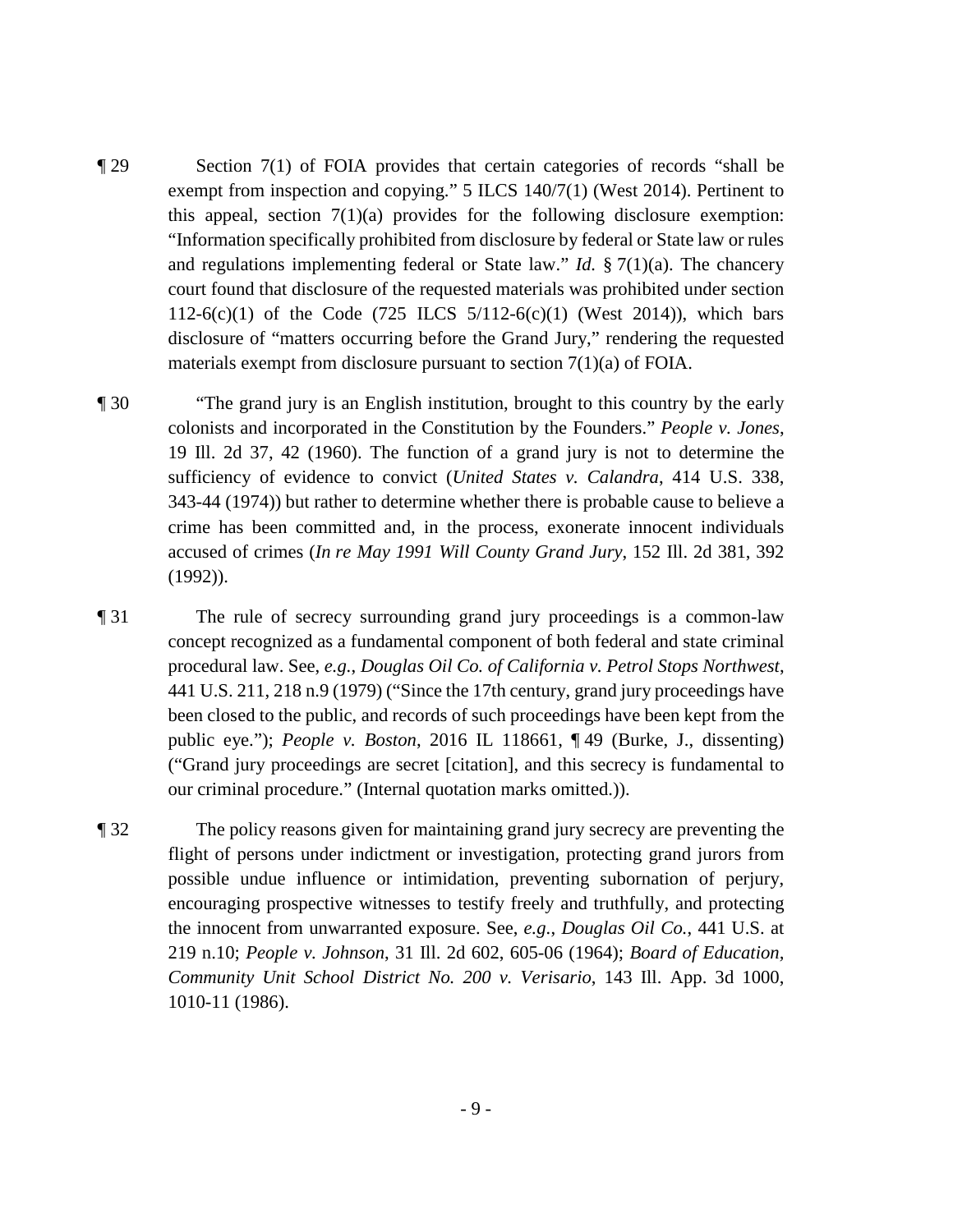¶ 29 Section 7(1) of FOIA provides that certain categories of records "shall be exempt from inspection and copying." 5 ILCS 140/7(1) (West 2014). Pertinent to this appeal, section 7(1)(a) provides for the following disclosure exemption: "Information specifically prohibited from disclosure by federal or State law or rules and regulations implementing federal or State law." *Id.* § 7(1)(a). The chancery court found that disclosure of the requested materials was prohibited under section 112-6(c)(1) of the Code (725 ILCS 5/112-6(c)(1) (West 2014)), which bars disclosure of "matters occurring before the Grand Jury," rendering the requested materials exempt from disclosure pursuant to section 7(1)(a) of FOIA.

¶ 30 "The grand jury is an English institution, brought to this country by the early colonists and incorporated in the Constitution by the Founders." *People v. Jones*, 19 Ill. 2d 37, 42 (1960). The function of a grand jury is not to determine the sufficiency of evidence to convict (*United States v. Calandra*, 414 U.S. 338, 343-44 (1974)) but rather to determine whether there is probable cause to believe a crime has been committed and, in the process, exonerate innocent individuals accused of crimes (*In re May 1991 Will County Grand Jury*, 152 Ill. 2d 381, 392 (1992)).

¶ 31 The rule of secrecy surrounding grand jury proceedings is a common-law concept recognized as a fundamental component of both federal and state criminal procedural law. See, *e.g.*, *Douglas Oil Co. of California v. Petrol Stops Northwest*, 441 U.S. 211, 218 n.9 (1979) ("Since the 17th century, grand jury proceedings have been closed to the public, and records of such proceedings have been kept from the public eye."); *People v. Boston*, 2016 IL 118661, ¶ 49 (Burke, J., dissenting) ("Grand jury proceedings are secret [citation], and this secrecy is fundamental to our criminal procedure." (Internal quotation marks omitted.)).

¶ 32 The policy reasons given for maintaining grand jury secrecy are preventing the flight of persons under indictment or investigation, protecting grand jurors from possible undue influence or intimidation, preventing subornation of perjury, encouraging prospective witnesses to testify freely and truthfully, and protecting the innocent from unwarranted exposure. See, *e.g.*, *Douglas Oil Co.*, 441 U.S. at 219 n.10; *People v. Johnson*, 31 Ill. 2d 602, 605-06 (1964); *Board of Education, Community Unit School District No. 200 v. Verisario*, 143 Ill. App. 3d 1000, 1010-11 (1986).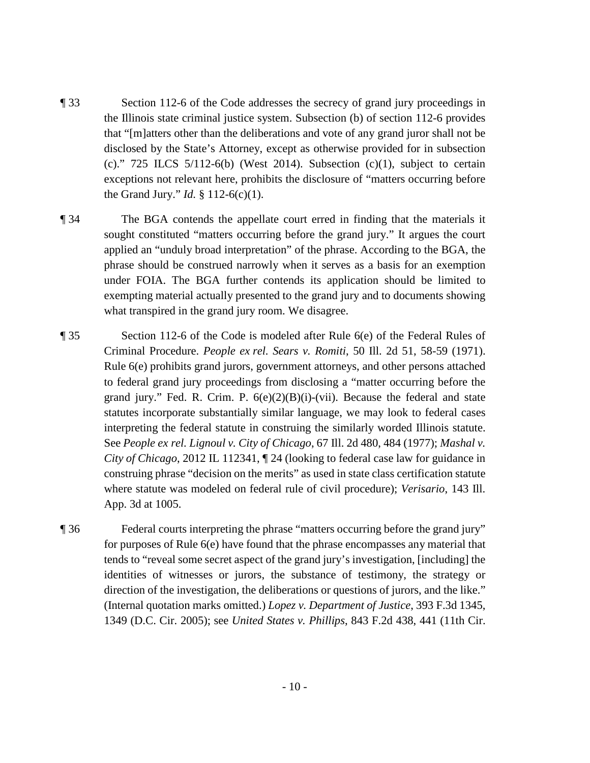¶ 33 Section 112-6 of the Code addresses the secrecy of grand jury proceedings in the Illinois state criminal justice system. Subsection (b) of section 112-6 provides that "[m]atters other than the deliberations and vote of any grand juror shall not be disclosed by the State's Attorney, except as otherwise provided for in subsection (c)." 725 ILCS 5/112-6(b) (West 2014). Subsection (c)(1), subject to certain exceptions not relevant here, prohibits the disclosure of "matters occurring before the Grand Jury." *Id.* § 112-6(c)(1).

¶ 34 The BGA contends the appellate court erred in finding that the materials it sought constituted "matters occurring before the grand jury." It argues the court applied an "unduly broad interpretation" of the phrase. According to the BGA, the phrase should be construed narrowly when it serves as a basis for an exemption under FOIA. The BGA further contends its application should be limited to exempting material actually presented to the grand jury and to documents showing what transpired in the grand jury room. We disagree.

¶ 35 Section 112-6 of the Code is modeled after Rule 6(e) of the Federal Rules of Criminal Procedure. *People ex rel. Sears v. Romiti*, 50 Ill. 2d 51, 58-59 (1971). Rule 6(e) prohibits grand jurors, government attorneys, and other persons attached to federal grand jury proceedings from disclosing a "matter occurring before the grand jury." Fed. R. Crim. P. 6(e)(2)(B)(i)-(vii). Because the federal and state statutes incorporate substantially similar language, we may look to federal cases interpreting the federal statute in construing the similarly worded Illinois statute. See *People ex rel. Lignoul v. City of Chicago*, 67 Ill. 2d 480, 484 (1977); *Mashal v. City of Chicago*, 2012 IL 112341, ¶ 24 (looking to federal case law for guidance in construing phrase "decision on the merits" as used in state class certification statute where statute was modeled on federal rule of civil procedure); *Verisario*, 143 Ill. App. 3d at 1005.

¶ 36 Federal courts interpreting the phrase "matters occurring before the grand jury" for purposes of Rule 6(e) have found that the phrase encompasses any material that tends to "reveal some secret aspect of the grand jury's investigation, [including] the identities of witnesses or jurors, the substance of testimony, the strategy or direction of the investigation, the deliberations or questions of jurors, and the like." (Internal quotation marks omitted.) *Lopez v. Department of Justice*, 393 F.3d 1345, 1349 (D.C. Cir. 2005); see *United States v. Phillips*, 843 F.2d 438, 441 (11th Cir.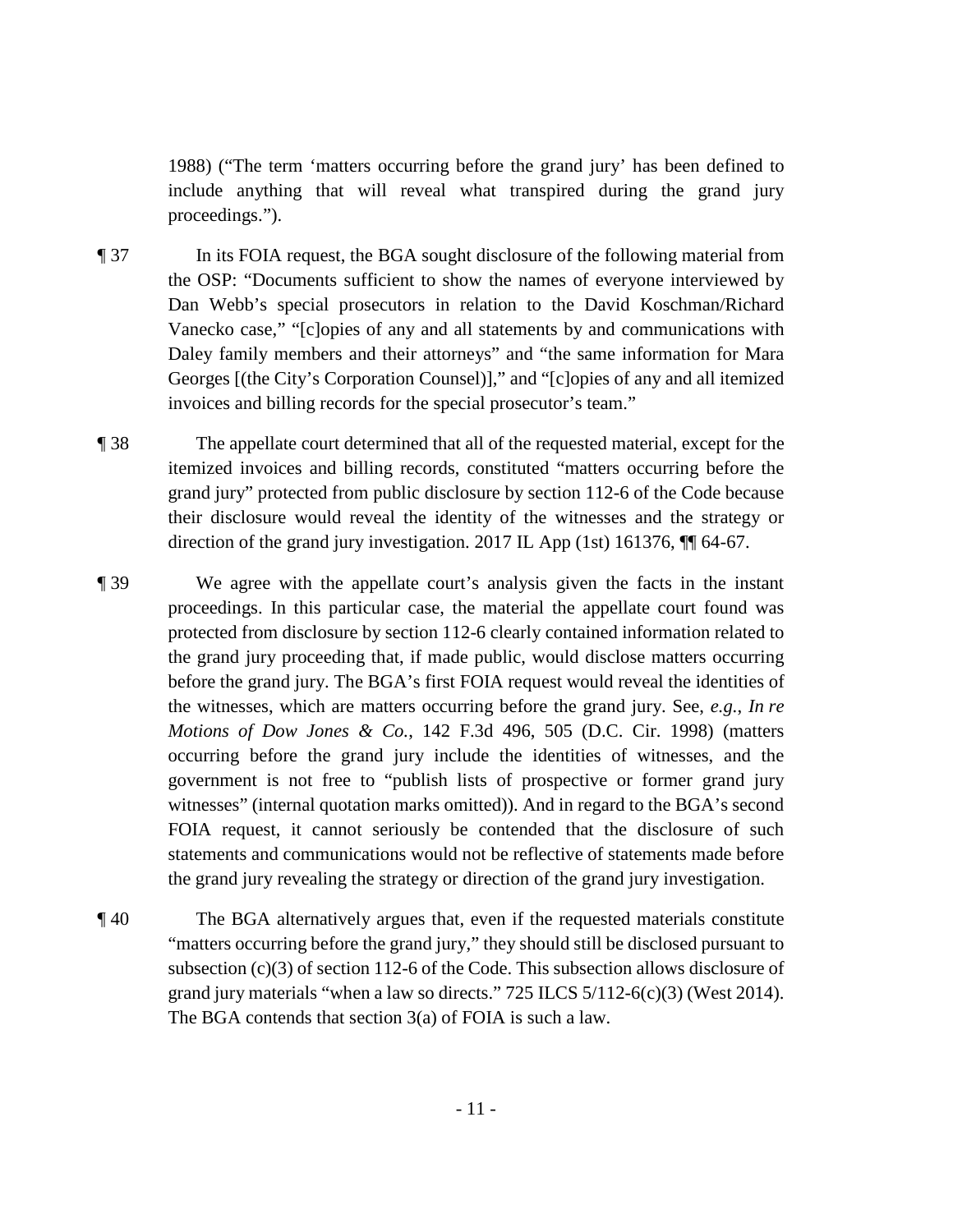1988) ("The term 'matters occurring before the grand jury' has been defined to include anything that will reveal what transpired during the grand jury proceedings.").

¶ 37 In its FOIA request, the BGA sought disclosure of the following material from the OSP: "Documents sufficient to show the names of everyone interviewed by Dan Webb's special prosecutors in relation to the David Koschman/Richard Vanecko case," "[c]opies of any and all statements by and communications with Daley family members and their attorneys" and "the same information for Mara Georges [(the City's Corporation Counsel)]," and "[c]opies of any and all itemized invoices and billing records for the special prosecutor's team."

¶ 38 The appellate court determined that all of the requested material, except for the itemized invoices and billing records, constituted "matters occurring before the grand jury" protected from public disclosure by section 112-6 of the Code because their disclosure would reveal the identity of the witnesses and the strategy or direction of the grand jury investigation. 2017 IL App (1st) 161376, ¶¶ 64-67.

¶ 39 We agree with the appellate court's analysis given the facts in the instant proceedings. In this particular case, the material the appellate court found was protected from disclosure by section 112-6 clearly contained information related to the grand jury proceeding that, if made public, would disclose matters occurring before the grand jury. The BGA's first FOIA request would reveal the identities of the witnesses, which are matters occurring before the grand jury. See, *e.g.*, *In re Motions of Dow Jones & Co.*, 142 F.3d 496, 505 (D.C. Cir. 1998) (matters occurring before the grand jury include the identities of witnesses, and the government is not free to "publish lists of prospective or former grand jury witnesses" (internal quotation marks omitted)). And in regard to the BGA's second FOIA request, it cannot seriously be contended that the disclosure of such statements and communications would not be reflective of statements made before the grand jury revealing the strategy or direction of the grand jury investigation.

¶ 40 The BGA alternatively argues that, even if the requested materials constitute "matters occurring before the grand jury," they should still be disclosed pursuant to subsection (c)(3) of section 112-6 of the Code. This subsection allows disclosure of grand jury materials "when a law so directs." 725 ILCS 5/112-6(c)(3) (West 2014). The BGA contends that section 3(a) of FOIA is such a law.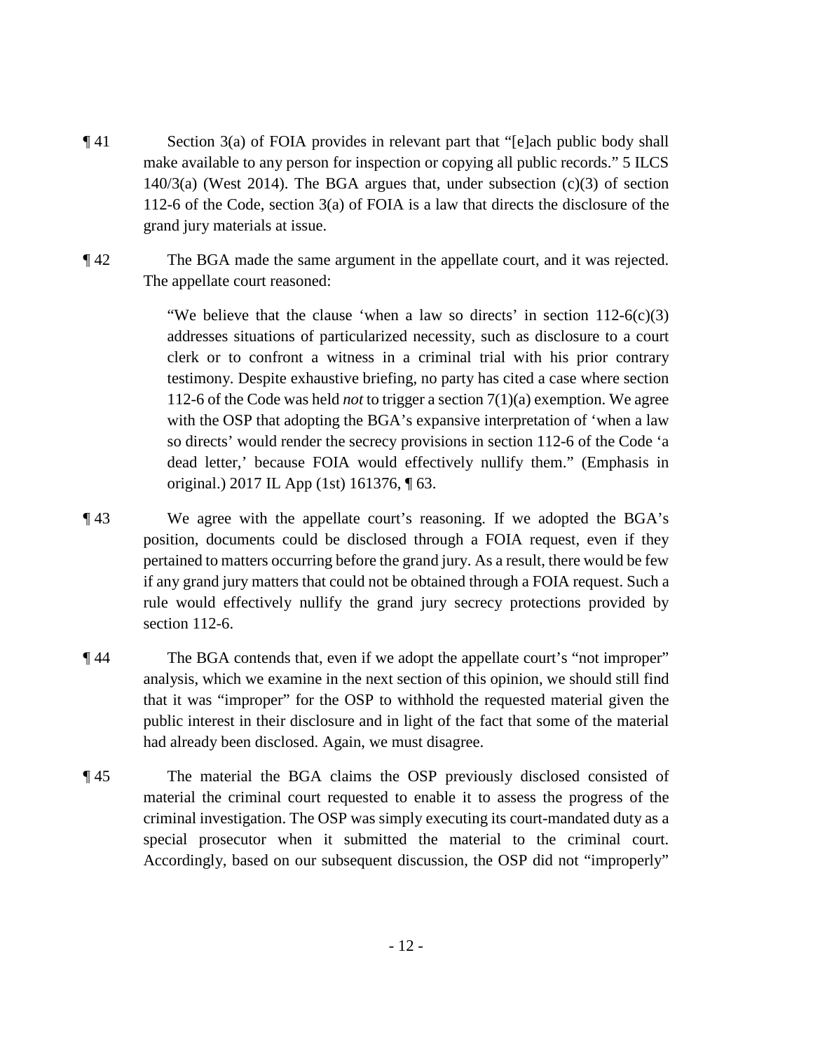¶ 41 Section 3(a) of FOIA provides in relevant part that "[e]ach public body shall make available to any person for inspection or copying all public records." 5 ILCS 140/3(a) (West 2014). The BGA argues that, under subsection (c)(3) of section 112-6 of the Code, section 3(a) of FOIA is a law that directs the disclosure of the grand jury materials at issue.

¶ 42 The BGA made the same argument in the appellate court, and it was rejected. The appellate court reasoned:

> "We believe that the clause 'when a law so directs' in section 112-6(c)(3) addresses situations of particularized necessity, such as disclosure to a court clerk or to confront a witness in a criminal trial with his prior contrary testimony. Despite exhaustive briefing, no party has cited a case where section 112-6 of the Code was held *not* to trigger a section 7(1)(a) exemption. We agree with the OSP that adopting the BGA's expansive interpretation of 'when a law so directs' would render the secrecy provisions in section 112-6 of the Code 'a dead letter,' because FOIA would effectively nullify them." (Emphasis in original.) 2017 IL App (1st) 161376, ¶ 63.

¶ 43 We agree with the appellate court's reasoning. If we adopted the BGA's position, documents could be disclosed through a FOIA request, even if they pertained to matters occurring before the grand jury. As a result, there would be few if any grand jury matters that could not be obtained through a FOIA request. Such a rule would effectively nullify the grand jury secrecy protections provided by section 112-6.

¶ 44 The BGA contends that, even if we adopt the appellate court's "not improper" analysis, which we examine in the next section of this opinion, we should still find that it was "improper" for the OSP to withhold the requested material given the public interest in their disclosure and in light of the fact that some of the material had already been disclosed. Again, we must disagree.

¶ 45 The material the BGA claims the OSP previously disclosed consisted of material the criminal court requested to enable it to assess the progress of the criminal investigation. The OSP was simply executing its court-mandated duty as a special prosecutor when it submitted the material to the criminal court. Accordingly, based on our subsequent discussion, the OSP did not "improperly"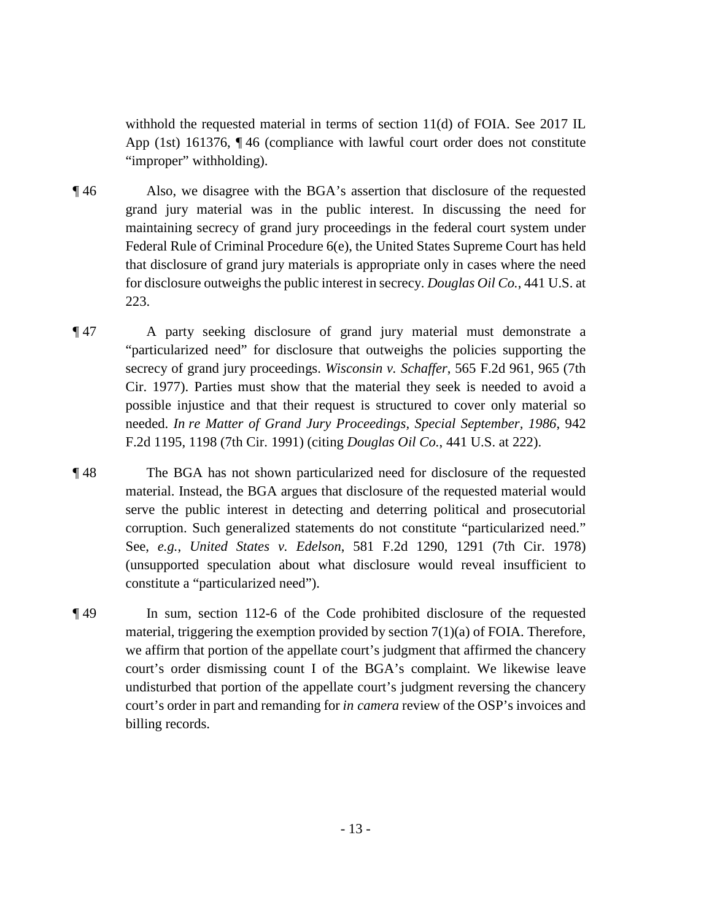withhold the requested material in terms of section 11(d) of FOIA. See 2017 IL App (1st) 161376, ¶ 46 (compliance with lawful court order does not constitute "improper" withholding).

¶ 46 Also, we disagree with the BGA's assertion that disclosure of the requested grand jury material was in the public interest. In discussing the need for maintaining secrecy of grand jury proceedings in the federal court system under Federal Rule of Criminal Procedure 6(e), the United States Supreme Court has held that disclosure of grand jury materials is appropriate only in cases where the need for disclosure outweighs the public interest in secrecy. *Douglas Oil Co.*, 441 U.S. at 223.

¶ 47 A party seeking disclosure of grand jury material must demonstrate a "particularized need" for disclosure that outweighs the policies supporting the secrecy of grand jury proceedings. *Wisconsin v. Schaffer*, 565 F.2d 961, 965 (7th Cir. 1977). Parties must show that the material they seek is needed to avoid a possible injustice and that their request is structured to cover only material so needed. *In re Matter of Grand Jury Proceedings, Special September, 1986*, 942 F.2d 1195, 1198 (7th Cir. 1991) (citing *Douglas Oil Co.*, 441 U.S. at 222).

¶ 48 The BGA has not shown particularized need for disclosure of the requested material. Instead, the BGA argues that disclosure of the requested material would serve the public interest in detecting and deterring political and prosecutorial corruption. Such generalized statements do not constitute "particularized need." See, *e.g.*, *United States v. Edelson*, 581 F.2d 1290, 1291 (7th Cir. 1978) (unsupported speculation about what disclosure would reveal insufficient to constitute a "particularized need").

¶ 49 In sum, section 112-6 of the Code prohibited disclosure of the requested material, triggering the exemption provided by section 7(1)(a) of FOIA. Therefore, we affirm that portion of the appellate court's judgment that affirmed the chancery court's order dismissing count I of the BGA's complaint. We likewise leave undisturbed that portion of the appellate court's judgment reversing the chancery court's order in part and remanding for *in camera* review of the OSP's invoices and billing records.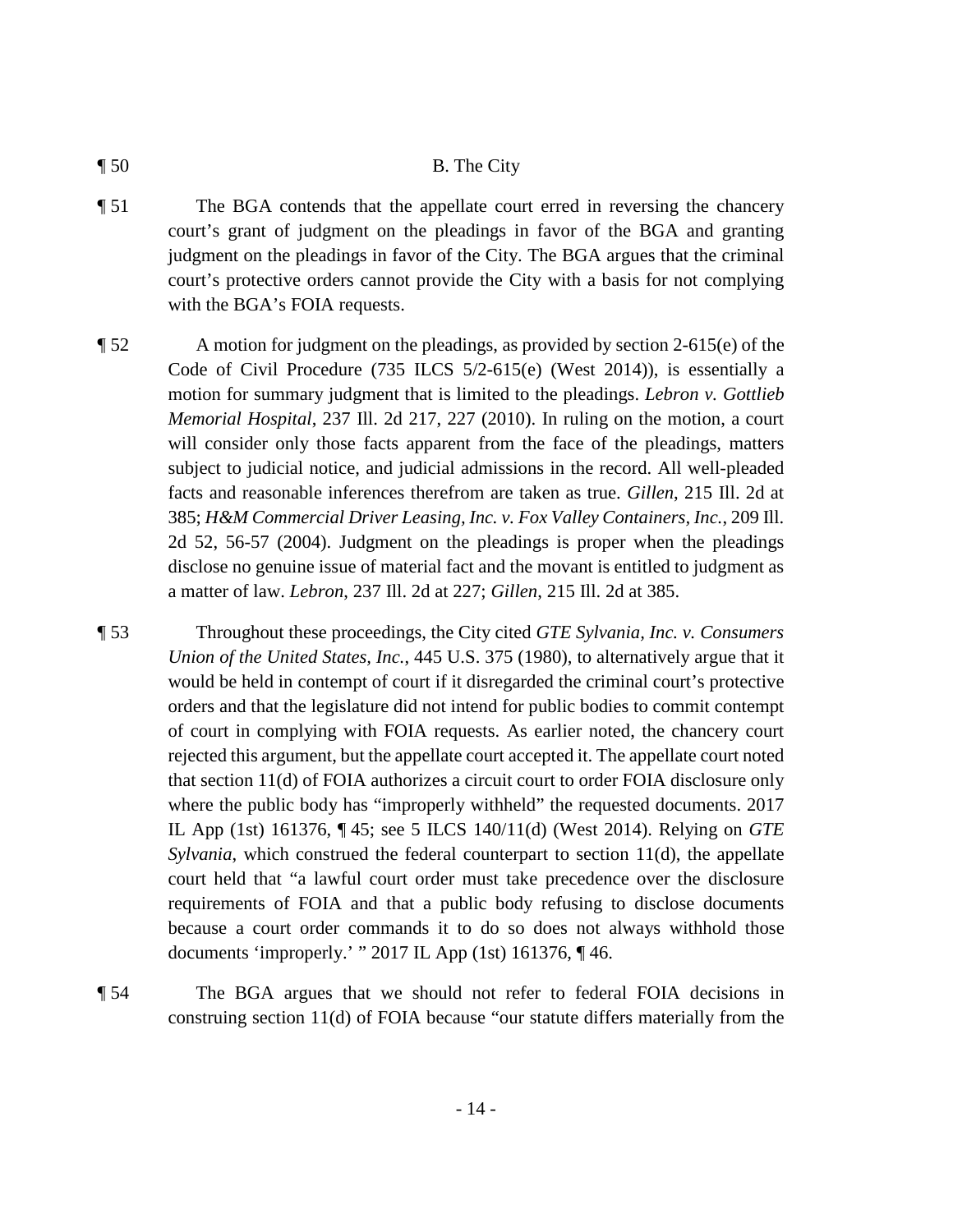¶ 50 B. The City

¶ 51 The BGA contends that the appellate court erred in reversing the chancery court's grant of judgment on the pleadings in favor of the BGA and granting judgment on the pleadings in favor of the City. The BGA argues that the criminal court's protective orders cannot provide the City with a basis for not complying with the BGA's FOIA requests.

¶ 52 A motion for judgment on the pleadings, as provided by section 2-615(e) of the Code of Civil Procedure (735 ILCS 5/2-615(e) (West 2014)), is essentially a motion for summary judgment that is limited to the pleadings. *Lebron v. Gottlieb Memorial Hospital*, 237 Ill. 2d 217, 227 (2010). In ruling on the motion, a court will consider only those facts apparent from the face of the pleadings, matters subject to judicial notice, and judicial admissions in the record. All well-pleaded facts and reasonable inferences therefrom are taken as true. *Gillen*, 215 Ill. 2d at 385; *H&M Commercial Driver Leasing, Inc. v. Fox Valley Containers, Inc.*, 209 Ill. 2d 52, 56-57 (2004). Judgment on the pleadings is proper when the pleadings disclose no genuine issue of material fact and the movant is entitled to judgment as a matter of law. *Lebron*, 237 Ill. 2d at 227; *Gillen*, 215 Ill. 2d at 385.

¶ 53 Throughout these proceedings, the City cited *GTE Sylvania, Inc. v. Consumers Union of the United States, Inc.*, 445 U.S. 375 (1980), to alternatively argue that it would be held in contempt of court if it disregarded the criminal court's protective orders and that the legislature did not intend for public bodies to commit contempt of court in complying with FOIA requests. As earlier noted, the chancery court rejected this argument, but the appellate court accepted it. The appellate court noted that section 11(d) of FOIA authorizes a circuit court to order FOIA disclosure only where the public body has "improperly withheld" the requested documents. 2017 IL App (1st) 161376, ¶ 45; see 5 ILCS 140/11(d) (West 2014). Relying on *GTE Sylvania*, which construed the federal counterpart to section 11(d), the appellate court held that "a lawful court order must take precedence over the disclosure requirements of FOIA and that a public body refusing to disclose documents because a court order commands it to do so does not always withhold those documents 'improperly.' " 2017 IL App (1st) 161376, ¶ 46.

¶ 54 The BGA argues that we should not refer to federal FOIA decisions in construing section 11(d) of FOIA because "our statute differs materially from the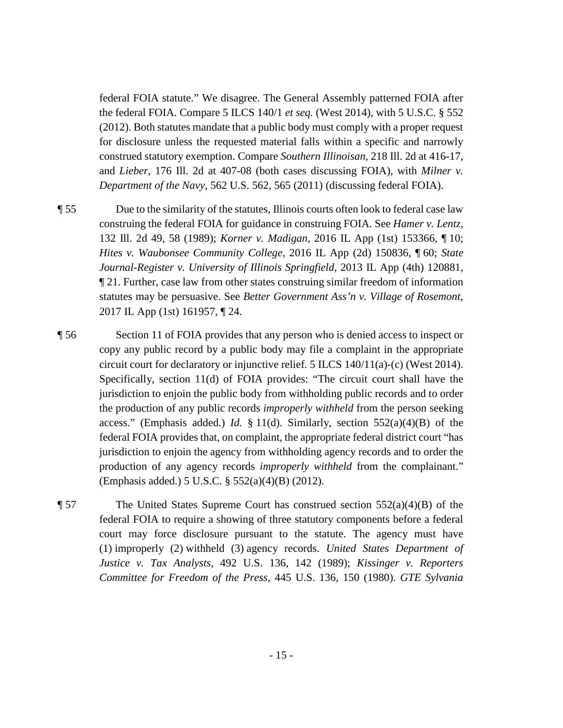federal FOIA statute." We disagree. The General Assembly patterned FOIA after the federal FOIA. Compare 5 ILCS 140/1 *et seq.* (West 2014), with 5 U.S.C. § 552 (2012). Both statutes mandate that a public body must comply with a proper request for disclosure unless the requested material falls within a specific and narrowly construed statutory exemption. Compare *Southern Illinoisan*, 218 Ill. 2d at 416-17, and *Lieber*, 176 Ill. 2d at 407-08 (both cases discussing FOIA), with *Milner v. Department of the Navy*, 562 U.S. 562, 565 (2011) (discussing federal FOIA).

¶ 55 Due to the similarity of the statutes, Illinois courts often look to federal case law construing the federal FOIA for guidance in construing FOIA. See *Hamer v. Lentz*, 132 Ill. 2d 49, 58 (1989); *Korner v. Madigan*, 2016 IL App (1st) 153366, ¶ 10; *Hites v. Waubonsee Community College*, 2016 IL App (2d) 150836, ¶ 60; *State Journal-Register v. University of Illinois Springfield*, 2013 IL App (4th) 120881, ¶ 21. Further, case law from other states construing similar freedom of information statutes may be persuasive. See *Better Government Ass'n v. Village of Rosemont*, 2017 IL App (1st) 161957, ¶ 24.

¶ 56 Section 11 of FOIA provides that any person who is denied access to inspect or copy any public record by a public body may file a complaint in the appropriate circuit court for declaratory or injunctive relief. 5 ILCS 140/11(a)-(c) (West 2014). Specifically, section 11(d) of FOIA provides: "The circuit court shall have the jurisdiction to enjoin the public body from withholding public records and to order the production of any public records *improperly withheld* from the person seeking access." (Emphasis added.) *Id.* § 11(d). Similarly, section 552(a)(4)(B) of the federal FOIA provides that, on complaint, the appropriate federal district court "has jurisdiction to enjoin the agency from withholding agency records and to order the production of any agency records *improperly withheld* from the complainant." (Emphasis added.) 5 U.S.C. § 552(a)(4)(B) (2012).

¶ 57 The United States Supreme Court has construed section 552(a)(4)(B) of the federal FOIA to require a showing of three statutory components before a federal court may force disclosure pursuant to the statute. The agency must have (1) improperly (2) withheld (3) agency records. *United States Department of Justice v. Tax Analysts*, 492 U.S. 136, 142 (1989); *Kissinger v. Reporters Committee for Freedom of the Press*, 445 U.S. 136, 150 (1980). *GTE Sylvania*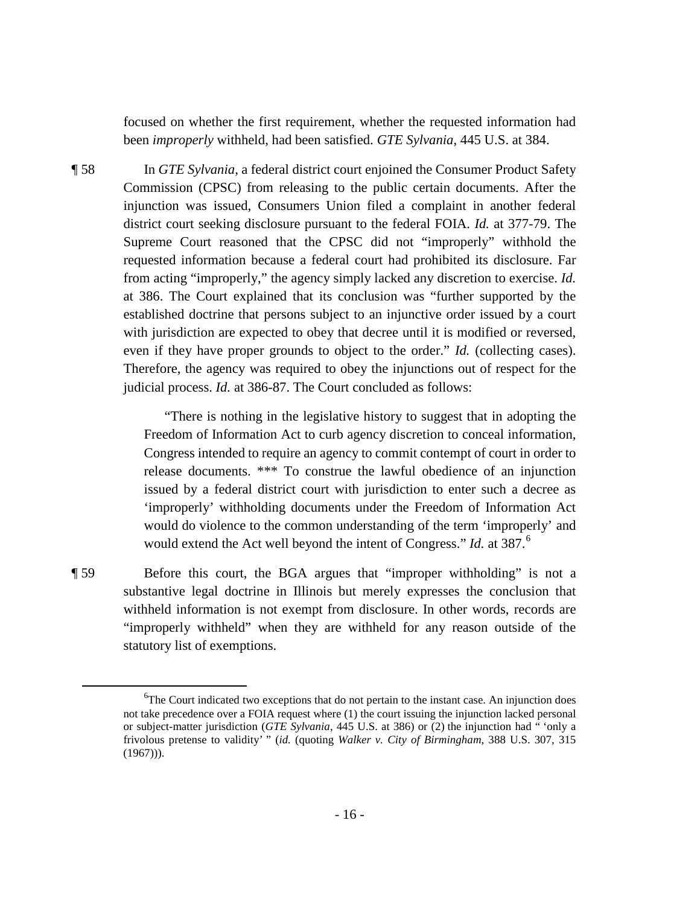focused on whether the first requirement, whether the requested information had been *improperly* withheld, had been satisfied. *GTE Sylvania*, 445 U.S. at 384.

¶ 58 In *GTE Sylvania*, a federal district court enjoined the Consumer Product Safety Commission (CPSC) from releasing to the public certain documents. After the injunction was issued, Consumers Union filed a complaint in another federal district court seeking disclosure pursuant to the federal FOIA. *Id.* at 377-79. The Supreme Court reasoned that the CPSC did not "improperly" withhold the requested information because a federal court had prohibited its disclosure. Far from acting "improperly," the agency simply lacked any discretion to exercise. *Id.* at 386. The Court explained that its conclusion was "further supported by the established doctrine that persons subject to an injunctive order issued by a court with jurisdiction are expected to obey that decree until it is modified or reversed, even if they have proper grounds to object to the order." *Id.* (collecting cases). Therefore, the agency was required to obey the injunctions out of respect for the judicial process. *Id.* at 386-87. The Court concluded as follows:

> "There is nothing in the legislative history to suggest that in adopting the Freedom of Information Act to curb agency discretion to conceal information, Congress intended to require an agency to commit contempt of court in order to release documents. *** To construe the lawful obedience of an injunction issued by a federal district court with jurisdiction to enter such a decree as 'improperly' withholding documents under the Freedom of Information Act would do violence to the common understanding of the term 'improperly' and would extend the Act well beyond the intent of Congress." *Id.* at 387.[6]

¶ 59 Before this court, the BGA argues that "improper withholding" is not a substantive legal doctrine in Illinois but merely expresses the conclusion that withheld information is not exempt from disclosure. In other words, records are "improperly withheld" when they are withheld for any reason outside of the statutory list of exemptions.

---

[6]The Court indicated two exceptions that do not pertain to the instant case. An injunction does not take precedence over a FOIA request where (1) the court issuing the injunction lacked personal or subject-matter jurisdiction (*GTE Sylvania*, 445 U.S. at 386) or (2) the injunction had " 'only a frivolous pretense to validity' " (*id.* (quoting *Walker v. City of Birmingham*, 388 U.S. 307, 315 (1967))).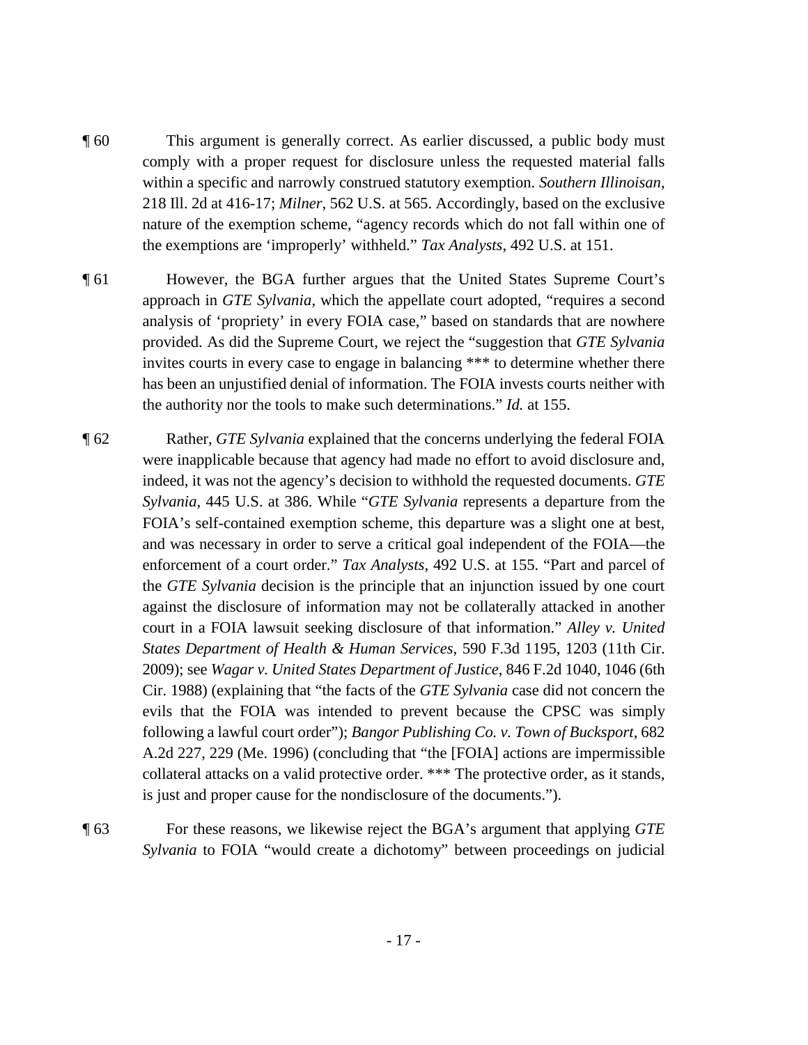¶ 60 This argument is generally correct. As earlier discussed, a public body must comply with a proper request for disclosure unless the requested material falls within a specific and narrowly construed statutory exemption. *Southern Illinoisan*, 218 Ill. 2d at 416-17; *Milner*, 562 U.S. at 565. Accordingly, based on the exclusive nature of the exemption scheme, "agency records which do not fall within one of the exemptions are 'improperly' withheld." *Tax Analysts*, 492 U.S. at 151.

¶ 61 However, the BGA further argues that the United States Supreme Court's approach in *GTE Sylvania*, which the appellate court adopted, "requires a second analysis of 'propriety' in every FOIA case," based on standards that are nowhere provided. As did the Supreme Court, we reject the "suggestion that *GTE Sylvania* invites courts in every case to engage in balancing *** to determine whether there has been an unjustified denial of information. The FOIA invests courts neither with the authority nor the tools to make such determinations." *Id.* at 155.

¶ 62 Rather, *GTE Sylvania* explained that the concerns underlying the federal FOIA were inapplicable because that agency had made no effort to avoid disclosure and, indeed, it was not the agency's decision to withhold the requested documents. *GTE Sylvania*, 445 U.S. at 386. While "*GTE Sylvania* represents a departure from the FOIA's self-contained exemption scheme, this departure was a slight one at best, and was necessary in order to serve a critical goal independent of the FOIA—the enforcement of a court order." *Tax Analysts*, 492 U.S. at 155. "Part and parcel of the *GTE Sylvania* decision is the principle that an injunction issued by one court against the disclosure of information may not be collaterally attacked in another court in a FOIA lawsuit seeking disclosure of that information." *Alley v. United States Department of Health & Human Services*, 590 F.3d 1195, 1203 (11th Cir. 2009); see *Wagar v. United States Department of Justice*, 846 F.2d 1040, 1046 (6th Cir. 1988) (explaining that "the facts of the *GTE Sylvania* case did not concern the evils that the FOIA was intended to prevent because the CPSC was simply following a lawful court order"); *Bangor Publishing Co. v. Town of Bucksport*, 682 A.2d 227, 229 (Me. 1996) (concluding that "the [FOIA] actions are impermissible collateral attacks on a valid protective order. *** The protective order, as it stands, is just and proper cause for the nondisclosure of the documents.").

¶ 63 For these reasons, we likewise reject the BGA's argument that applying *GTE Sylvania* to FOIA "would create a dichotomy" between proceedings on judicial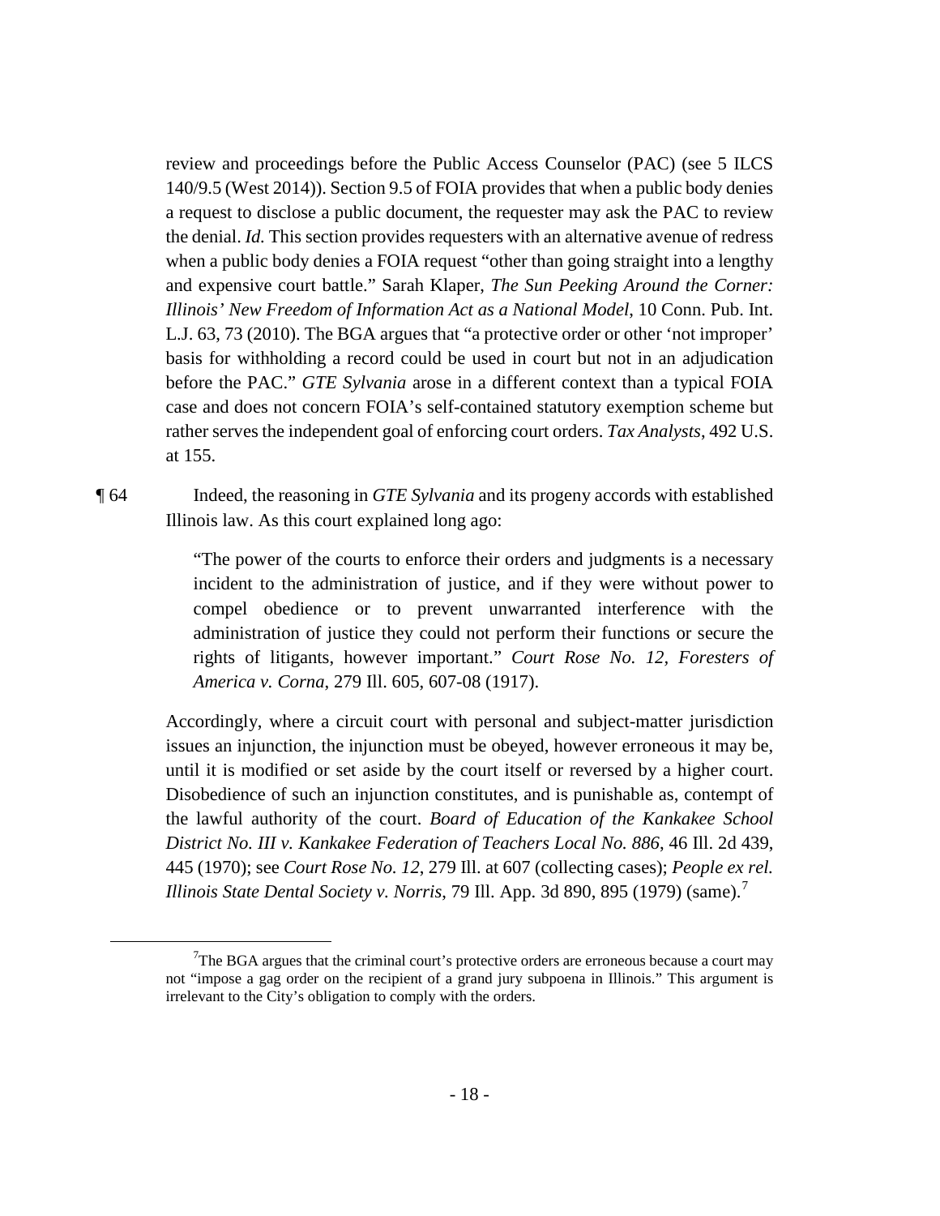review and proceedings before the Public Access Counselor (PAC) (see 5 ILCS 140/9.5 (West 2014)). Section 9.5 of FOIA provides that when a public body denies a request to disclose a public document, the requester may ask the PAC to review the denial. *Id.* This section provides requesters with an alternative avenue of redress when a public body denies a FOIA request "other than going straight into a lengthy and expensive court battle." Sarah Klaper, *The Sun Peeking Around the Corner: Illinois' New Freedom of Information Act as a National Model*, 10 Conn. Pub. Int. L.J. 63, 73 (2010). The BGA argues that "a protective order or other 'not improper' basis for withholding a record could be used in court but not in an adjudication before the PAC." *GTE Sylvania* arose in a different context than a typical FOIA case and does not concern FOIA's self-contained statutory exemption scheme but rather serves the independent goal of enforcing court orders. *Tax Analysts*, 492 U.S. at 155.

¶ 64 Indeed, the reasoning in *GTE Sylvania* and its progeny accords with established Illinois law. As this court explained long ago:

> "The power of the courts to enforce their orders and judgments is a necessary incident to the administration of justice, and if they were without power to compel obedience or to prevent unwarranted interference with the administration of justice they could not perform their functions or secure the rights of litigants, however important." *Court Rose No. 12, Foresters of America v. Corna*, 279 Ill. 605, 607-08 (1917).

Accordingly, where a circuit court with personal and subject-matter jurisdiction issues an injunction, the injunction must be obeyed, however erroneous it may be, until it is modified or set aside by the court itself or reversed by a higher court. Disobedience of such an injunction constitutes, and is punishable as, contempt of the lawful authority of the court. *Board of Education of the Kankakee School District No. III v. Kankakee Federation of Teachers Local No. 886*, 46 Ill. 2d 439, 445 (1970); see *Court Rose No. 12*, 279 Ill. at 607 (collecting cases); *People ex rel. Illinois State Dental Society v. Norris*, 79 Ill. App. 3d 890, 895 (1979) (same).[7]

---

[7] The BGA argues that the criminal court's protective orders are erroneous because a court may not "impose a gag order on the recipient of a grand jury subpoena in Illinois." This argument is irrelevant to the City's obligation to comply with the orders.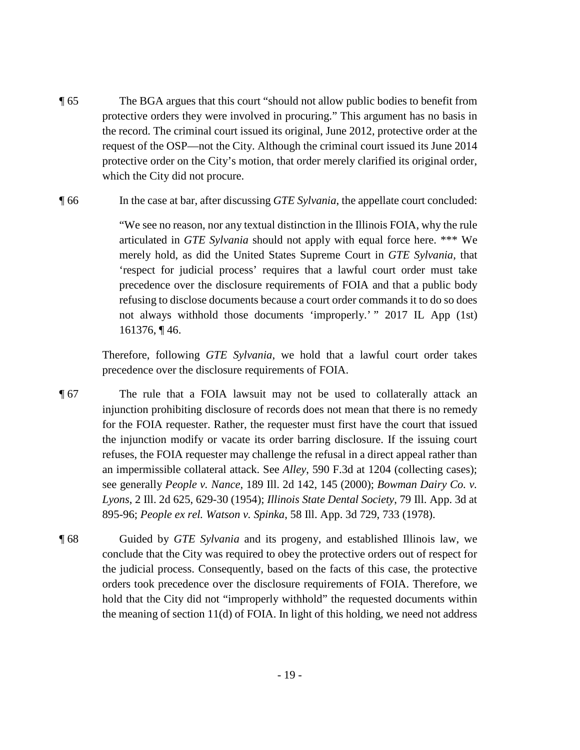¶ 65 The BGA argues that this court "should not allow public bodies to benefit from protective orders they were involved in procuring." This argument has no basis in the record. The criminal court issued its original, June 2012, protective order at the request of the OSP—not the City. Although the criminal court issued its June 2014 protective order on the City's motion, that order merely clarified its original order, which the City did not procure.

¶ 66 In the case at bar, after discussing *GTE Sylvania*, the appellate court concluded:

> "We see no reason, nor any textual distinction in the Illinois FOIA, why the rule articulated in *GTE Sylvania* should not apply with equal force here. *** We merely hold, as did the United States Supreme Court in *GTE Sylvania*, that 'respect for judicial process' requires that a lawful court order must take precedence over the disclosure requirements of FOIA and that a public body refusing to disclose documents because a court order commands it to do so does not always withhold those documents 'improperly.' " 2017 IL App (1st) 161376, ¶ 46.

Therefore, following *GTE Sylvania*, we hold that a lawful court order takes precedence over the disclosure requirements of FOIA.

¶ 67 The rule that a FOIA lawsuit may not be used to collaterally attack an injunction prohibiting disclosure of records does not mean that there is no remedy for the FOIA requester. Rather, the requester must first have the court that issued the injunction modify or vacate its order barring disclosure. If the issuing court refuses, the FOIA requester may challenge the refusal in a direct appeal rather than an impermissible collateral attack. See *Alley*, 590 F.3d at 1204 (collecting cases); see generally *People v. Nance*, 189 Ill. 2d 142, 145 (2000); *Bowman Dairy Co. v. Lyons*, 2 Ill. 2d 625, 629-30 (1954); *Illinois State Dental Society*, 79 Ill. App. 3d at 895-96; *People ex rel. Watson v. Spinka*, 58 Ill. App. 3d 729, 733 (1978).

¶ 68 Guided by *GTE Sylvania* and its progeny, and established Illinois law, we conclude that the City was required to obey the protective orders out of respect for the judicial process. Consequently, based on the facts of this case, the protective orders took precedence over the disclosure requirements of FOIA. Therefore, we hold that the City did not "improperly withhold" the requested documents within the meaning of section 11(d) of FOIA. In light of this holding, we need not address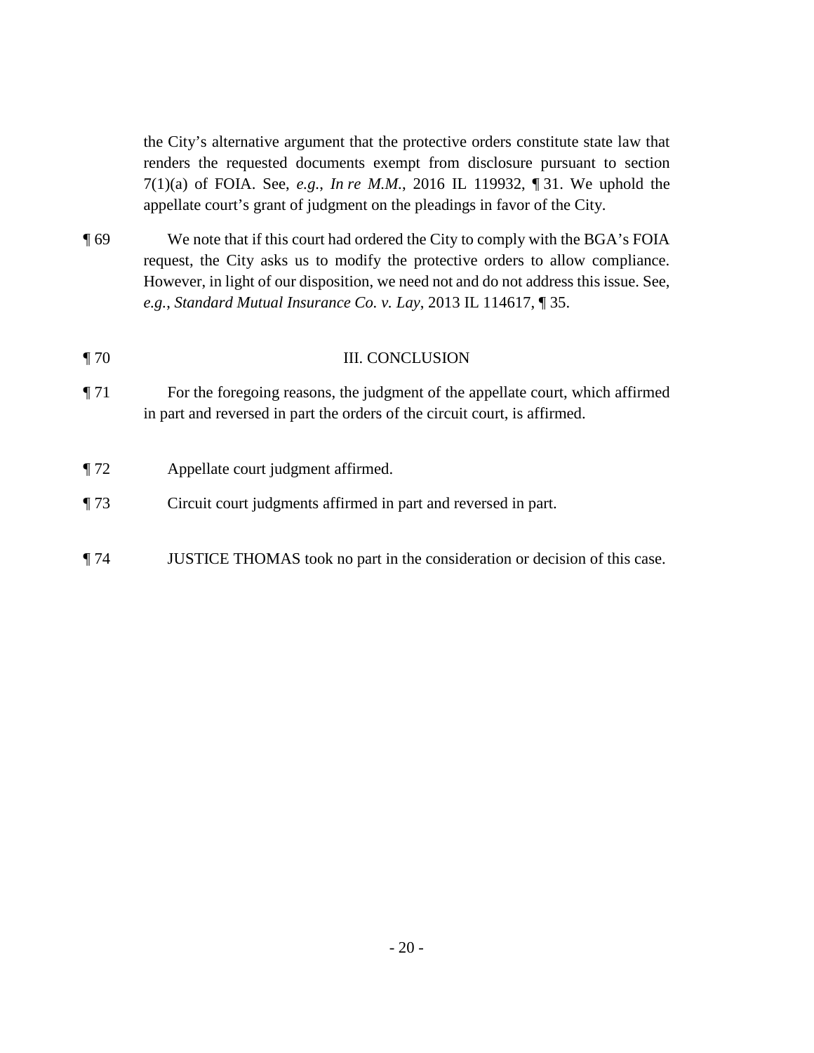the City's alternative argument that the protective orders constitute state law that renders the requested documents exempt from disclosure pursuant to section 7(1)(a) of FOIA. See, *e.g.*, *In re M.M.*, 2016 IL 119932, ¶ 31. We uphold the appellate court's grant of judgment on the pleadings in favor of the City.

¶ 69 We note that if this court had ordered the City to comply with the BGA's FOIA request, the City asks us to modify the protective orders to allow compliance. However, in light of our disposition, we need not and do not address this issue. See, *e.g.*, *Standard Mutual Insurance Co. v. Lay*, 2013 IL 114617, ¶ 35.

¶ 70 III. CONCLUSION

¶ 71 For the foregoing reasons, the judgment of the appellate court, which affirmed in part and reversed in part the orders of the circuit court, is affirmed.

¶ 72 Appellate court judgment affirmed.

¶ 73 Circuit court judgments affirmed in part and reversed in part.

¶ 74 JUSTICE THOMAS took no part in the consideration or decision of this case.